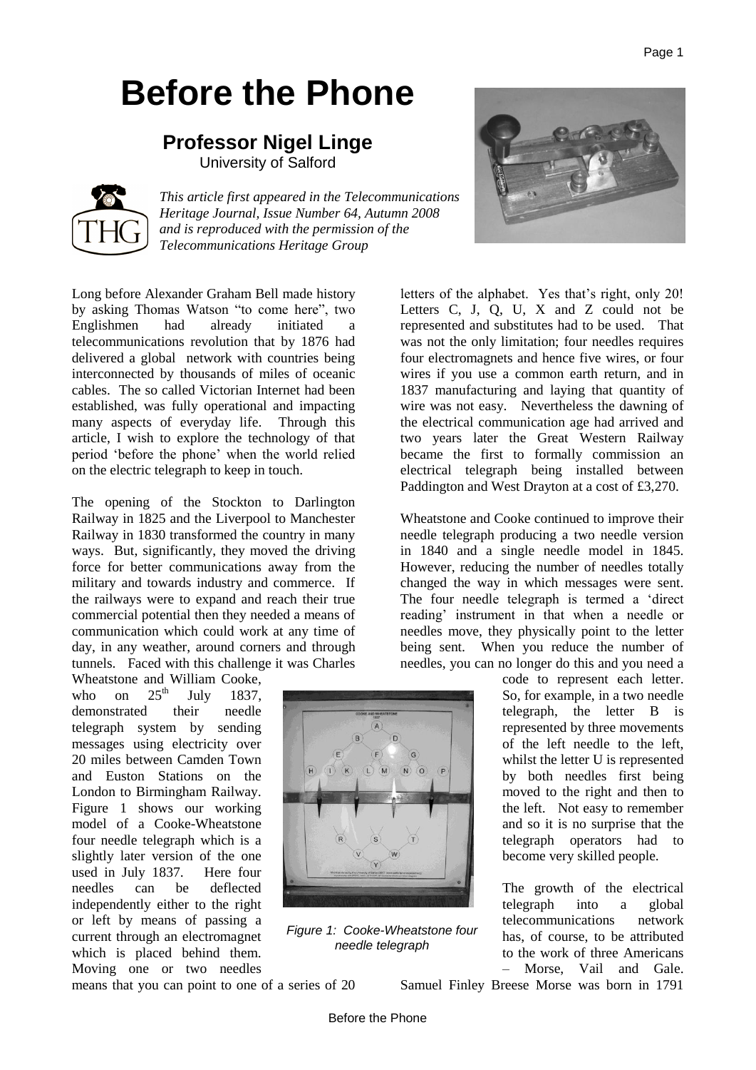# Before the Phone

**Professor Nigel Linge**
University of Salford

*This article first appeared in the Telecommunications Heritage Journal, Issue Number 64, Autumn 2008 and is reproduced with the permission of the Telecommunications Heritage Group*

Long before Alexander Graham Bell made history by asking Thomas Watson "to come here", two Englishmen had already initiated a telecommunications revolution that by 1876 had delivered a global network with countries being interconnected by thousands of miles of oceanic cables. The so called Victorian Internet had been established, was fully operational and impacting many aspects of everyday life. Through this article, I wish to explore the technology of that period 'before the phone' when the world relied on the electric telegraph to keep in touch.

The opening of the Stockton to Darlington Railway in 1825 and the Liverpool to Manchester Railway in 1830 transformed the country in many ways. But, significantly, they moved the driving force for better communications away from the military and towards industry and commerce. If the railways were to expand and reach their true commercial potential then they needed a means of communication which could work at any time of day, in any weather, around corners and through tunnels. Faced with this challenge it was Charles Wheatstone and William Cooke, who on 25th July 1837, demonstrated their needle telegraph system by sending messages using electricity over 20 miles between Camden Town and Euston Stations on the London to Birmingham Railway. Figure 1 shows our working model of a Cooke-Wheatstone four needle telegraph which is a slightly later version of the one used in July 1837. Here four needles can be deflected independently either to the right or left by means of passing a current through an electromagnet which is placed behind them. Moving one or two needles means that you can point to one of a series of 20 letters of the alphabet. Yes that's right, only 20! Letters C, J, Q, U, X and Z could not be represented and substitutes had to be used. That was not the only limitation; four needles requires four electromagnets and hence five wires, or four wires if you use a common earth return, and in 1837 manufacturing and laying that quantity of wire was not easy. Nevertheless the dawning of the electrical communication age had arrived and two years later the Great Western Railway became the first to formally commission an electrical telegraph being installed between Paddington and West Drayton at a cost of £3,270.

*Figure 1: Cooke-Wheatstone four needle telegraph*

Wheatstone and Cooke continued to improve their needle telegraph producing a two needle version in 1840 and a single needle model in 1845. However, reducing the number of needles totally changed the way in which messages were sent. The four needle telegraph is termed a 'direct reading' instrument in that when a needle or needles move, they physically point to the letter being sent. When you reduce the number of needles, you can no longer do this and you need a code to represent each letter. So, for example, in a two needle telegraph, the letter B is represented by three movements of the left needle to the left, whilst the letter U is represented by both needles first being moved to the right and then to the left. Not easy to remember and so it is no surprise that the telegraph operators had to become very skilled people.

The growth of the electrical telegraph into a global telecommunications network has, of course, to be attributed to the work of three Americans – Morse, Vail and Gale. Samuel Finley Breese Morse was born in 1791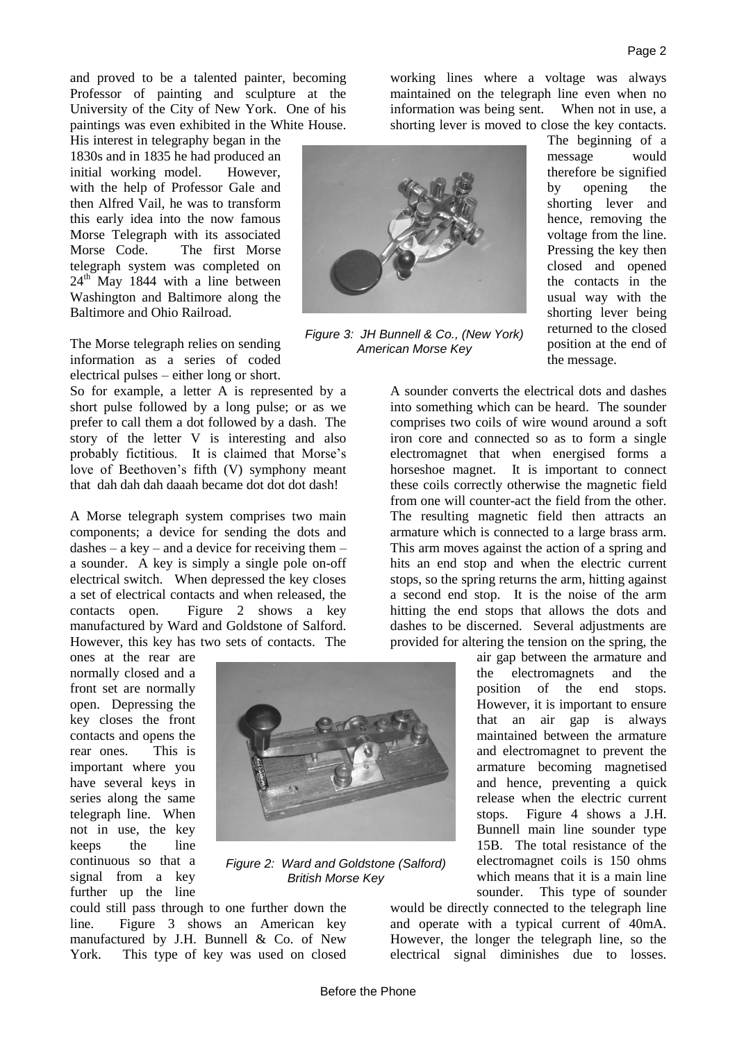and proved to be a talented painter, becoming Professor of painting and sculpture at the University of the City of New York. One of his paintings was even exhibited in the White House. His interest in telegraphy began in the 1830s and in 1835 he had produced an initial working model. However, with the help of Professor Gale and then Alfred Vail, he was to transform this early idea into the now famous Morse Telegraph with its associated Morse Code. The first Morse telegraph system was completed on 24th May 1844 with a line between Washington and Baltimore along the Baltimore and Ohio Railroad.

The Morse telegraph relies on sending information as a series of coded electrical pulses – either long or short. So for example, a letter A is represented by a short pulse followed by a long pulse; or as we prefer to call them a dot followed by a dash. The story of the letter V is interesting and also probably fictitious. It is claimed that Morse's love of Beethoven's fifth (V) symphony meant that dah dah dah daaah became dot dot dot dash!

A Morse telegraph system comprises two main components; a device for sending the dots and dashes – a key – and a device for receiving them – a sounder. A key is simply a single pole on-off electrical switch. When depressed the key closes a set of electrical contacts and when released, the contacts open. Figure 2 shows a key manufactured by Ward and Goldstone of Salford. However, this key has two sets of contacts. The ones at the rear are normally closed and a front set are normally open. Depressing the key closes the front contacts and opens the rear ones. This is important where you have several keys in series along the same telegraph line. When not in use, the key keeps the line continuous so that a signal from a key further up the line could still pass through to one further down the line. Figure 3 shows an American key manufactured by J.H. Bunnell & Co. of New York. This type of key was used on closed working lines where a voltage was always maintained on the telegraph line even when no information was being sent. When not in use, a shorting lever is moved to close the key contacts. The beginning of a message would therefore be signified by opening the shorting lever and hence, removing the voltage from the line. Pressing the key then closed and opened the contacts in the usual way with the shorting lever being returned to the closed position at the end of the message.

*Figure 2: Ward and Goldstone (Salford) British Morse Key*

*Figure 3: JH Bunnell & Co., (New York) American Morse Key*

A sounder converts the electrical dots and dashes into something which can be heard. The sounder comprises two coils of wire wound around a soft iron core and connected so as to form a single electromagnet that when energised forms a horseshoe magnet. It is important to connect these coils correctly otherwise the magnetic field from one will counter-act the field from the other. The resulting magnetic field then attracts an armature which is connected to a large brass arm. This arm moves against the action of a spring and hits an end stop and when the electric current stops, so the spring returns the arm, hitting against a second end stop. It is the noise of the arm hitting the end stops that allows the dots and dashes to be discerned. Several adjustments are provided for altering the tension on the spring, the air gap between the armature and the electromagnets and the position of the end stops. However, it is important to ensure that an air gap is always maintained between the armature and electromagnet to prevent the armature becoming magnetised and hence, preventing a quick release when the electric current stops. Figure 4 shows a J.H. Bunnell main line sounder type 15B. The total resistance of the electromagnet coils is 150 ohms which means that it is a main line sounder. This type of sounder would be directly connected to the telegraph line and operate with a typical current of 40mA. However, the longer the telegraph line, so the electrical signal diminishes due to losses.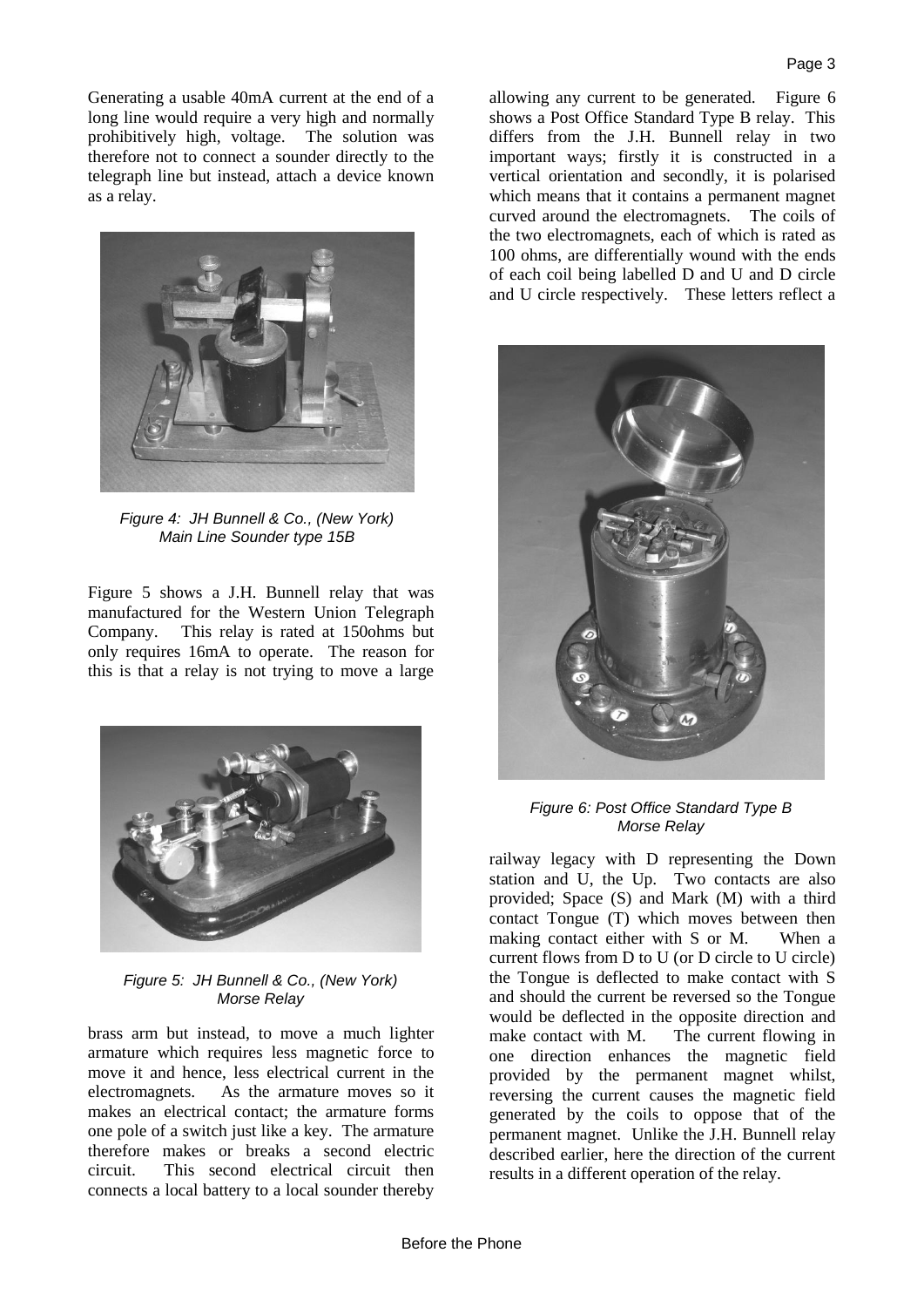Generating a usable 40mA current at the end of a long line would require a very high and normally prohibitively high, voltage. The solution was therefore not to connect a sounder directly to the telegraph line but instead, attach a device known as a relay.

*Figure 4: JH Bunnell & Co., (New York) Main Line Sounder type 15B*

Figure 5 shows a J.H. Bunnell relay that was manufactured for the Western Union Telegraph Company. This relay is rated at 150ohms but only requires 16mA to operate. The reason for this is that a relay is not trying to move a large brass arm but instead, to move a much lighter armature which requires less magnetic force to move it and hence, less electrical current in the electromagnets. As the armature moves so it makes an electrical contact; the armature forms one pole of a switch just like a key. The armature therefore makes or breaks a second electric circuit. This second electrical circuit then connects a local battery to a local sounder thereby allowing any current to be generated. Figure 6 shows a Post Office Standard Type B relay. This differs from the J.H. Bunnell relay in two important ways; firstly it is constructed in a vertical orientation and secondly, it is polarised which means that it contains a permanent magnet curved around the electromagnets. The coils of the two electromagnets, each of which is rated as 100 ohms, are differentially wound with the ends of each coil being labelled D and U and D circle and U circle respectively. These letters reflect a railway legacy with D representing the Down station and U, the Up. Two contacts are also provided; Space (S) and Mark (M) with a third contact Tongue (T) which moves between then making contact either with S or M. When a current flows from D to U (or D circle to U circle) the Tongue is deflected to make contact with S and should the current be reversed so the Tongue would be deflected in the opposite direction and make contact with M. The current flowing in one direction enhances the magnetic field provided by the permanent magnet whilst, reversing the current causes the magnetic field generated by the coils to oppose that of the permanent magnet. Unlike the J.H. Bunnell relay described earlier, here the direction of the current results in a different operation of the relay.

*Figure 5: JH Bunnell & Co., (New York) Morse Relay*

*Figure 6: Post Office Standard Type B Morse Relay*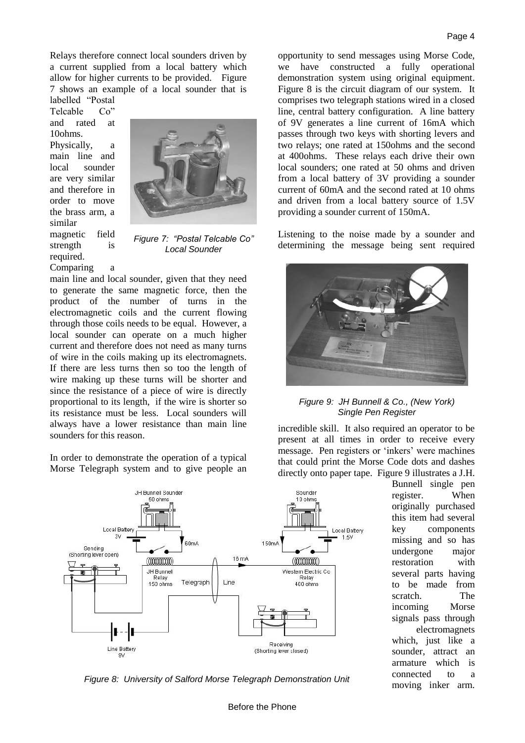Relays therefore connect local sounders driven by a current supplied from a local battery which allow for higher currents to be provided. Figure 7 shows an example of a local sounder that is labelled "Postal Telcable Co" and rated at 10ohms. Physically, a main line and local sounder are very similar and therefore in order to move the brass arm, a similar magnetic field strength is required. Comparing a main line and local sounder, given that they need to generate the same magnetic force, then the product of the number of turns in the electromagnetic coils and the current flowing through those coils needs to be equal. However, a local sounder can operate on a much higher current and therefore does not need as many turns of wire in the coils making up its electromagnets. If there are less turns then so too the length of wire making up these turns will be shorter and since the resistance of a piece of wire is directly proportional to its length, if the wire is shorter so its resistance must be less. Local sounders will always have a lower resistance than main line sounders for this reason.

*Figure 7: "Postal Telcable Co" Local Sounder*

In order to demonstrate the operation of a typical Morse Telegraph system and to give people an opportunity to send messages using Morse Code, we have constructed a fully operational demonstration system using original equipment. Figure 8 is the circuit diagram of our system. It comprises two telegraph stations wired in a closed line, central battery configuration. A line battery of 9V generates a line current of 16mA which passes through two keys with shorting levers and two relays; one rated at 150ohms and the second at 400ohms. These relays each drive their own local sounders; one rated at 50 ohms and driven from a local battery of 3V providing a sounder current of 60mA and the second rated at 10 ohms and driven from a local battery source of 1.5V providing a sounder current of 150mA.

*Figure 8: University of Salford Morse Telegraph Demonstration Unit*

Listening to the noise made by a sounder and determining the message being sent required incredible skill. It also required an operator to be present at all times in order to receive every message. Pen registers or 'inkers' were machines that could print the Morse Code dots and dashes directly onto paper tape. Figure 9 illustrates a J.H. Bunnell single pen register. When originally purchased this item had several key components missing and so has undergone major restoration with several parts having to be made from scratch. The incoming Morse signals pass through electromagnets which, just like a sounder, attract an armature which is connected to a moving inker arm.

*Figure 9: JH Bunnell & Co., (New York) Single Pen Register*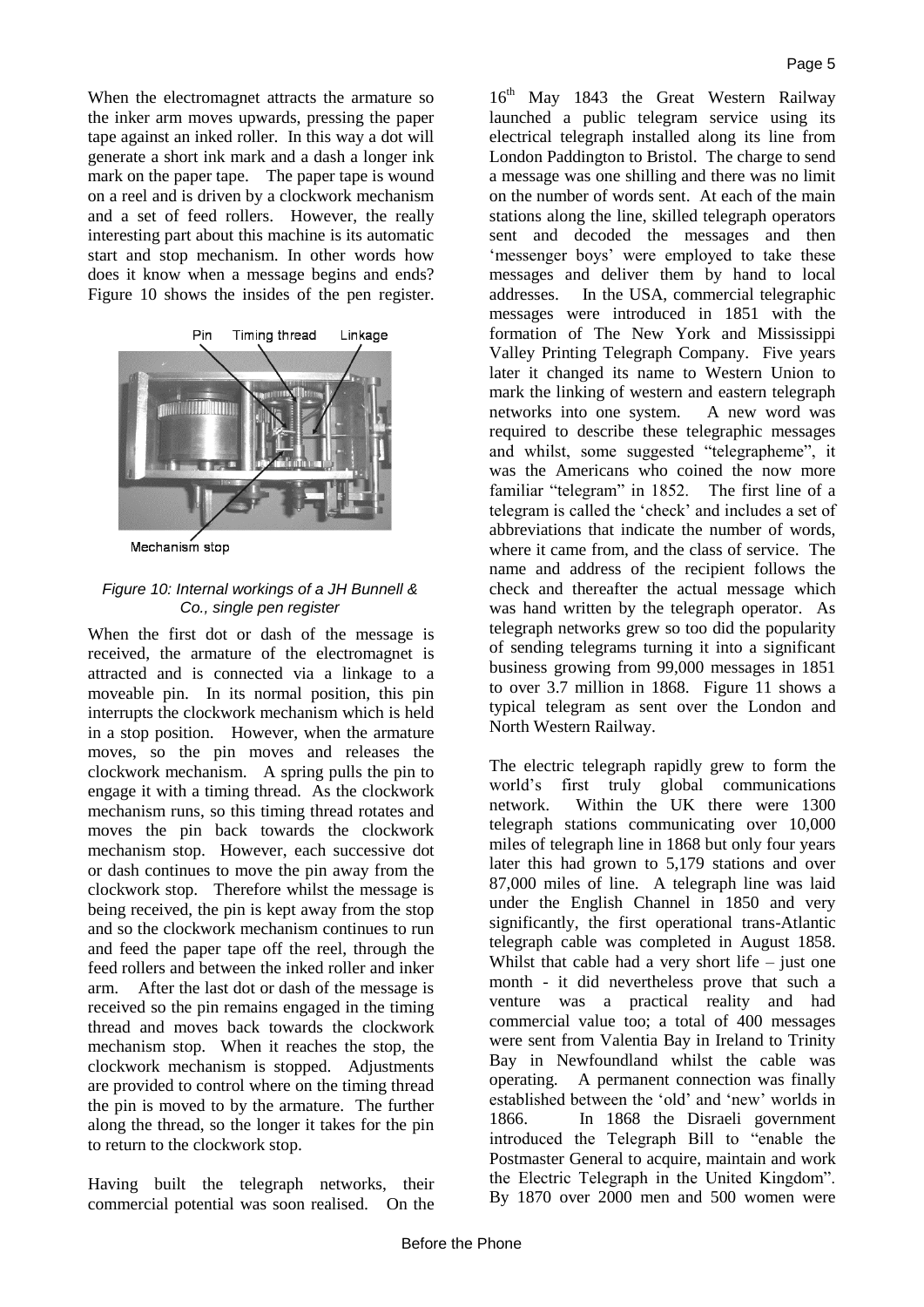When the electromagnet attracts the armature so the inker arm moves upwards, pressing the paper tape against an inked roller. In this way a dot will generate a short ink mark and a dash a longer ink mark on the paper tape. The paper tape is wound on a reel and is driven by a clockwork mechanism and a set of feed rollers. However, the really interesting part about this machine is its automatic start and stop mechanism. In other words how does it know when a message begins and ends? Figure 10 shows the insides of the pen register.

Pin Timing thread Linkage

Mechanism stop

*Figure 10: Internal workings of a JH Bunnell & Co., single pen register*

When the first dot or dash of the message is received, the armature of the electromagnet is attracted and is connected via a linkage to a moveable pin. In its normal position, this pin interrupts the clockwork mechanism which is held in a stop position. However, when the armature moves, so the pin moves and releases the clockwork mechanism. A spring pulls the pin to engage it with a timing thread. As the clockwork mechanism runs, so this timing thread rotates and moves the pin back towards the clockwork mechanism stop. However, each successive dot or dash continues to move the pin away from the clockwork stop. Therefore whilst the message is being received, the pin is kept away from the stop and so the clockwork mechanism continues to run and feed the paper tape off the reel, through the feed rollers and between the inked roller and inker arm. After the last dot or dash of the message is received so the pin remains engaged in the timing thread and moves back towards the clockwork mechanism stop. When it reaches the stop, the clockwork mechanism is stopped. Adjustments are provided to control where on the timing thread the pin is moved to by the armature. The further along the thread, so the longer it takes for the pin to return to the clockwork stop.

Having built the telegraph networks, their commercial potential was soon realised. On the 16th May 1843 the Great Western Railway launched a public telegram service using its electrical telegraph installed along its line from London Paddington to Bristol. The charge to send a message was one shilling and there was no limit on the number of words sent. At each of the main stations along the line, skilled telegraph operators sent and decoded the messages and then 'messenger boys' were employed to take these messages and deliver them by hand to local addresses. In the USA, commercial telegraphic messages were introduced in 1851 with the formation of The New York and Mississippi Valley Printing Telegraph Company. Five years later it changed its name to Western Union to mark the linking of western and eastern telegraph networks into one system. A new word was required to describe these telegraphic messages and whilst, some suggested "telegrapheme", it was the Americans who coined the now more familiar "telegram" in 1852. The first line of a telegram is called the 'check' and includes a set of abbreviations that indicate the number of words, where it came from, and the class of service. The name and address of the recipient follows the check and thereafter the actual message which was hand written by the telegraph operator. As telegraph networks grew so too did the popularity of sending telegrams turning it into a significant business growing from 99,000 messages in 1851 to over 3.7 million in 1868. Figure 11 shows a typical telegram as sent over the London and North Western Railway.

The electric telegraph rapidly grew to form the world's first truly global communications network. Within the UK there were 1300 telegraph stations communicating over 10,000 miles of telegraph line in 1868 but only four years later this had grown to 5,179 stations and over 87,000 miles of line. A telegraph line was laid under the English Channel in 1850 and very significantly, the first operational trans-Atlantic telegraph cable was completed in August 1858. Whilst that cable had a very short life – just one month - it did nevertheless prove that such a venture was a practical reality and had commercial value too; a total of 400 messages were sent from Valentia Bay in Ireland to Trinity Bay in Newfoundland whilst the cable was operating. A permanent connection was finally established between the 'old' and 'new' worlds in 1866. In 1868 the Disraeli government introduced the Telegraph Bill to "enable the Postmaster General to acquire, maintain and work the Electric Telegraph in the United Kingdom". By 1870 over 2000 men and 500 women were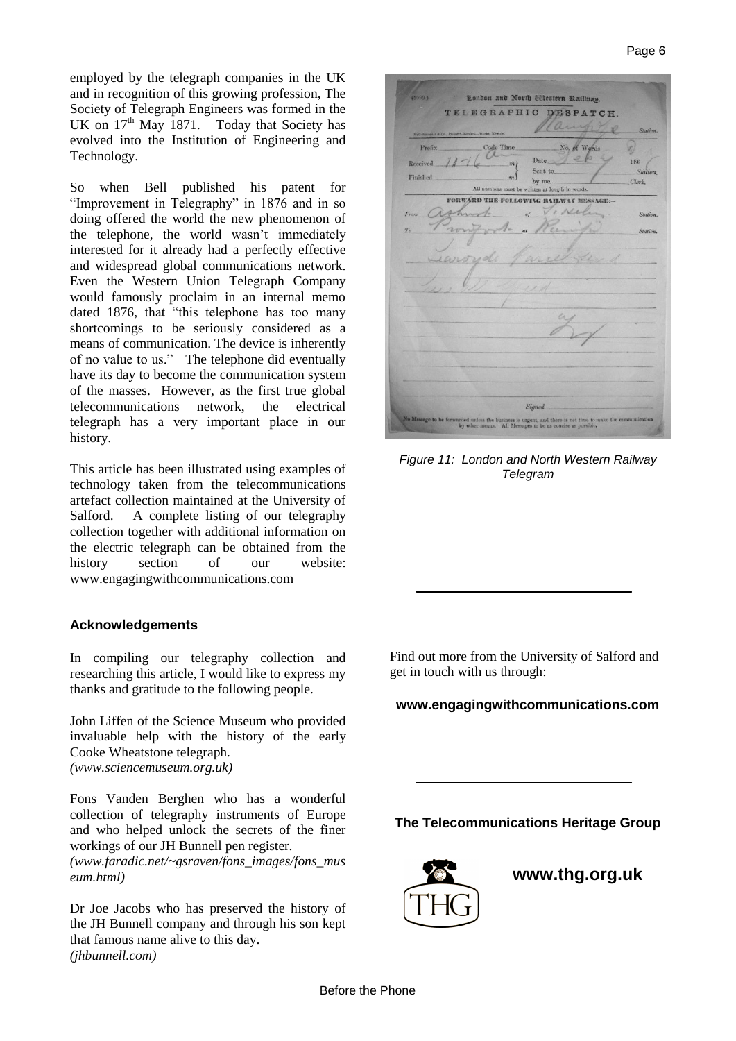employed by the telegraph companies in the UK and in recognition of this growing profession, The Society of Telegraph Engineers was formed in the UK on 17th May 1871. Today that Society has evolved into the Institution of Engineering and Technology.

So when Bell published his patent for "Improvement in Telegraphy" in 1876 and in so doing offered the world the new phenomenon of the telephone, the world wasn't immediately interested for it already had a perfectly effective and widespread global communications network. Even the Western Union Telegraph Company would famously proclaim in an internal memo dated 1876, that "this telephone has too many shortcomings to be seriously considered as a means of communication. The device is inherently of no value to us." The telephone did eventually have its day to become the communication system of the masses. However, as the first true global telecommunications network, the electrical telegraph has a very important place in our history.

This article has been illustrated using examples of technology taken from the telecommunications artefact collection maintained at the University of Salford. A complete listing of our telegraphy collection together with additional information on the electric telegraph can be obtained from the history section of our website: www.engagingwithcommunications.com

*Figure 11: London and North Western Railway Telegram*

## Acknowledgements

In compiling our telegraphy collection and researching this article, I would like to express my thanks and gratitude to the following people.

John Liffen of the Science Museum who provided invaluable help with the history of the early Cooke Wheatstone telegraph.
*(www.sciencemuseum.org.uk)*

Fons Vanden Berghen who has a wonderful collection of telegraphy instruments of Europe and who helped unlock the secrets of the finer workings of our JH Bunnell pen register.
*(www.faradic.net/~gsraven/fons_images/fons_museum.html)*

Dr Joe Jacobs who has preserved the history of the JH Bunnell company and through his son kept that famous name alive to this day.
*(jhbunnell.com)*

---

Find out more from the University of Salford and get in touch with us through:

**www.engagingwithcommunications.com**

---

**The Telecommunications Heritage Group**

**www.thg.org.uk**